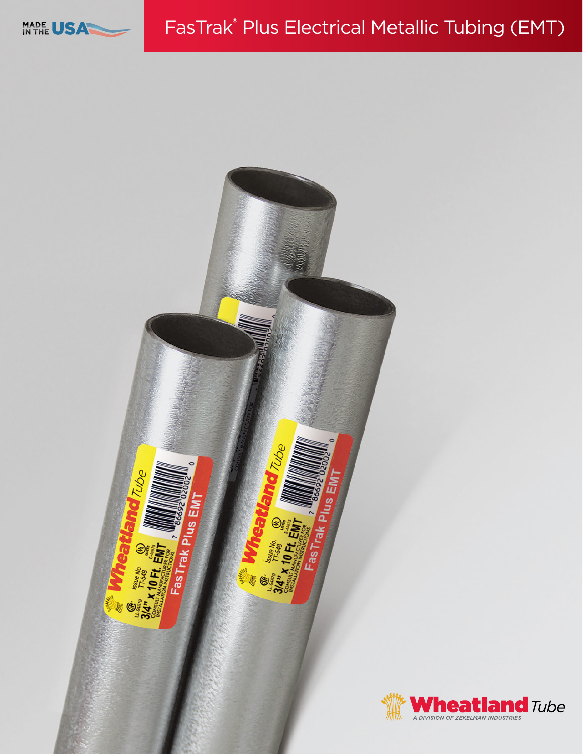MADE IN THE USA

# FasTrak® Plus Electrical Metallic Tubing (EMT)

Wheatland Tube

A DIVISION OF ZEKELMAN INDUSTRIES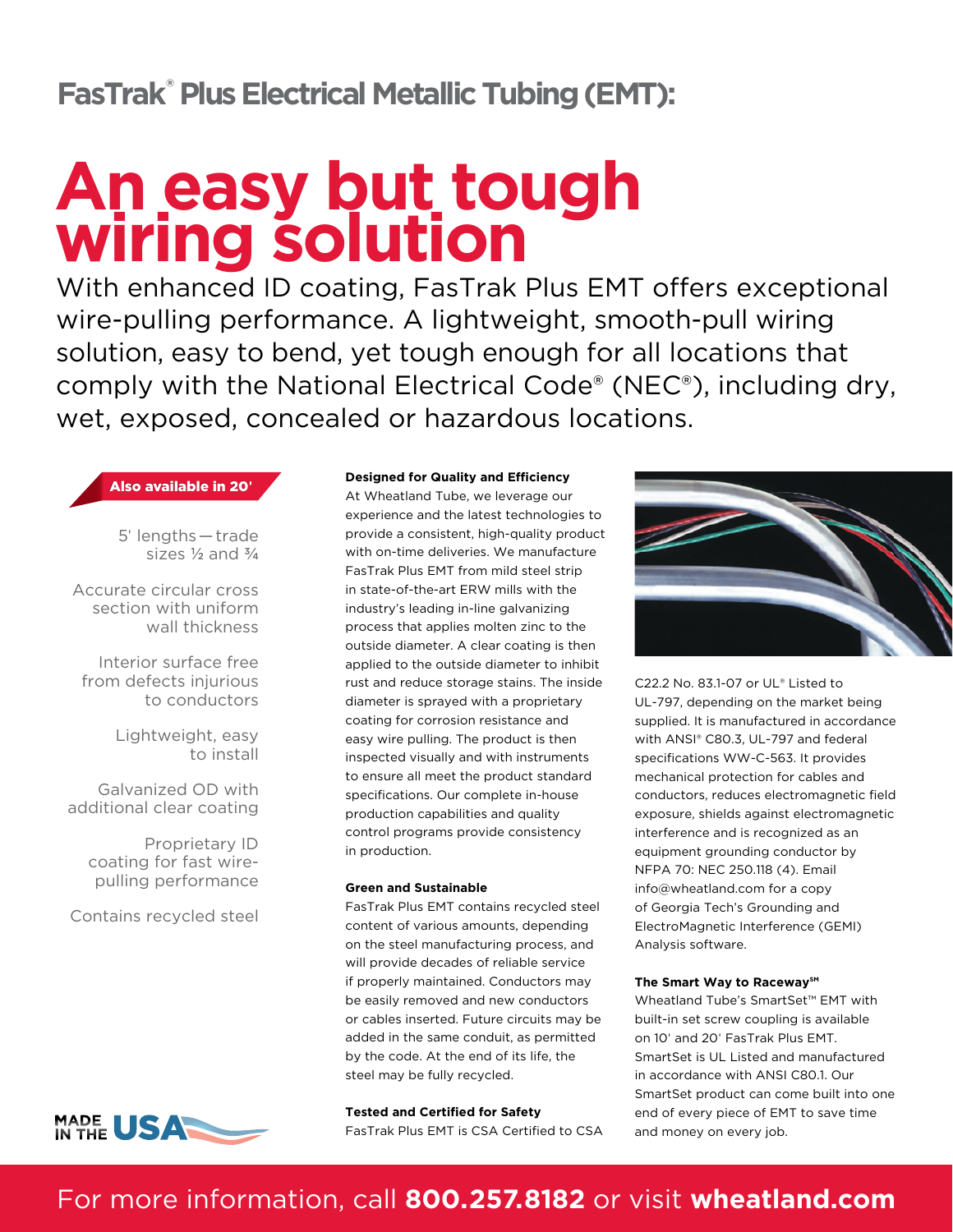## FasTrak® Plus Electrical Metallic Tubing (EMT):

# An easy but tough wiring solution

With enhanced ID coating, FasTrak Plus EMT offers exceptional wire-pulling performance. A lightweight, smooth-pull wiring solution, easy to bend, yet tough enough for all locations that comply with the National Electrical Code® (NEC®), including dry, wet, exposed, concealed or hazardous locations.

**Also available in 20'**

- 5' lengths — trade sizes ½ and ¾
- Accurate circular cross section with uniform wall thickness
- Interior surface free from defects injurious to conductors
- Lightweight, easy to install
- Galvanized OD with additional clear coating
- Proprietary ID coating for fast wire-pulling performance
- Contains recycled steel

MADE IN THE USA

**Designed for Quality and Efficiency**

At Wheatland Tube, we leverage our experience and the latest technologies to provide a consistent, high-quality product with on-time deliveries. We manufacture FasTrak Plus EMT from mild steel strip in state-of-the-art ERW mills with the industry's leading in-line galvanizing process that applies molten zinc to the outside diameter. A clear coating is then applied to the outside diameter to inhibit rust and reduce storage stains. The inside diameter is sprayed with a proprietary coating for corrosion resistance and easy wire pulling. The product is then inspected visually and with instruments to ensure all meet the product standard specifications. Our complete in-house production capabilities and quality control programs provide consistency in production.

**Green and Sustainable**

FasTrak Plus EMT contains recycled steel content of various amounts, depending on the steel manufacturing process, and will provide decades of reliable service if properly maintained. Conductors may be easily removed and new conductors or cables inserted. Future circuits may be added in the same conduit, as permitted by the code. At the end of its life, the steel may be fully recycled.

**Tested and Certified for Safety**

FasTrak Plus EMT is CSA Certified to CSA C22.2 No. 83.1-07 or UL® Listed to UL-797, depending on the market being supplied. It is manufactured in accordance with ANSI® C80.3, UL-797 and federal specifications WW-C-563. It provides mechanical protection for cables and conductors, reduces electromagnetic field exposure, shields against electromagnetic interference and is recognized as an equipment grounding conductor by NFPA 70: NEC 250.118 (4). Email info@wheatland.com for a copy of Georgia Tech's Grounding and ElectroMagnetic Interference (GEMI) Analysis software.

**The Smart Way to Raceway℠**

Wheatland Tube's SmartSet™ EMT with built-in set screw coupling is available on 10' and 20' FasTrak Plus EMT. SmartSet is UL Listed and manufactured in accordance with ANSI C80.1. Our SmartSet product can come built into one end of every piece of EMT to save time and money on every job.

For more information, call **800.257.8182** or visit **wheatland.com**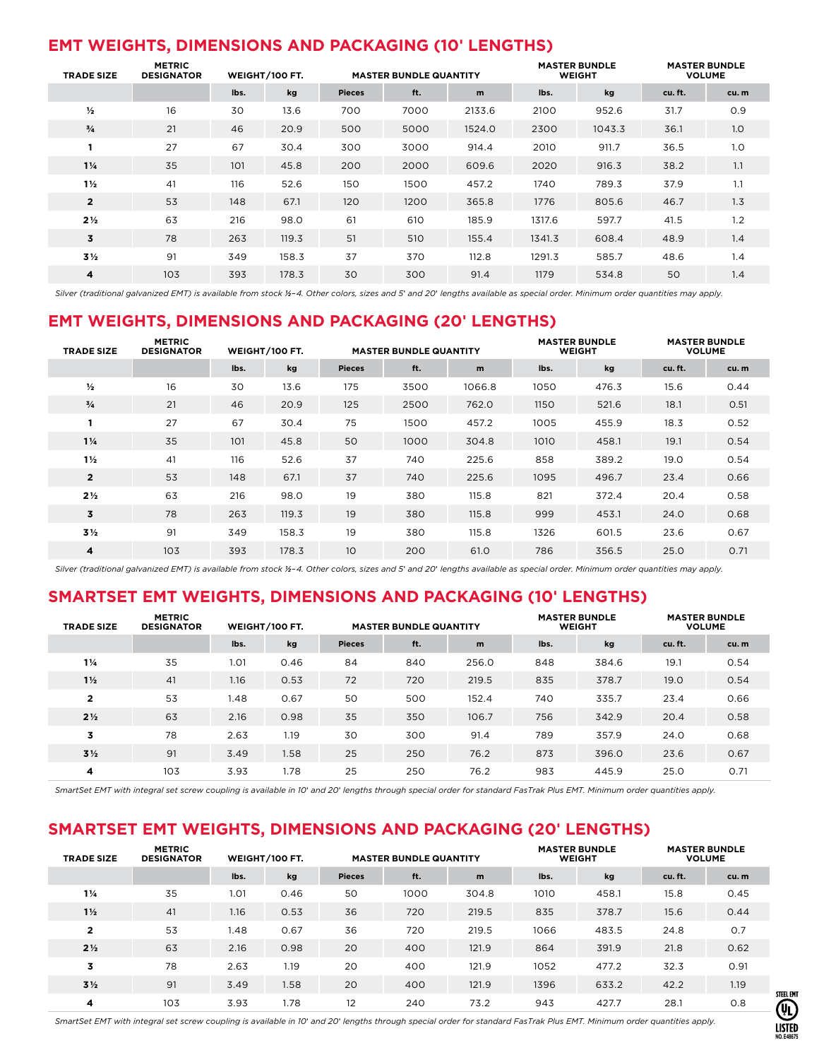## EMT WEIGHTS, DIMENSIONS AND PACKAGING (10' LENGTHS)

| TRADE SIZE | METRIC DESIGNATOR | WEIGHT/100 FT. | | MASTER BUNDLE QUANTITY | | | MASTER BUNDLE WEIGHT | | MASTER BUNDLE VOLUME | |
|---|---|---|---|---|---|---|---|---|---|---|
| | | lbs. | kg | Pieces | ft. | m | lbs. | kg | cu. ft. | cu. m |
| ½ | 16 | 30 | 13.6 | 700 | 7000 | 2133.6 | 2100 | 952.6 | 31.7 | 0.9 |
| ¾ | 21 | 46 | 20.9 | 500 | 5000 | 1524.0 | 2300 | 1043.3 | 36.1 | 1.0 |
| 1 | 27 | 67 | 30.4 | 300 | 3000 | 914.4 | 2010 | 911.7 | 36.5 | 1.0 |
| 1¼ | 35 | 101 | 45.8 | 200 | 2000 | 609.6 | 2020 | 916.3 | 38.2 | 1.1 |
| 1½ | 41 | 116 | 52.6 | 150 | 1500 | 457.2 | 1740 | 789.3 | 37.9 | 1.1 |
| 2 | 53 | 148 | 67.1 | 120 | 1200 | 365.8 | 1776 | 805.6 | 46.7 | 1.3 |
| 2½ | 63 | 216 | 98.0 | 61 | 610 | 185.9 | 1317.6 | 597.7 | 41.5 | 1.2 |
| 3 | 78 | 263 | 119.3 | 51 | 510 | 155.4 | 1341.3 | 608.4 | 48.9 | 1.4 |
| 3½ | 91 | 349 | 158.3 | 37 | 370 | 112.8 | 1291.3 | 585.7 | 48.6 | 1.4 |
| 4 | 103 | 393 | 178.3 | 30 | 300 | 91.4 | 1179 | 534.8 | 50 | 1.4 |

*Silver (traditional galvanized EMT) is available from stock ½–4. Other colors, sizes and 5' and 20' lengths available as special order. Minimum order quantities may apply.*

## EMT WEIGHTS, DIMENSIONS AND PACKAGING (20' LENGTHS)

| TRADE SIZE | METRIC DESIGNATOR | WEIGHT/100 FT. | | MASTER BUNDLE QUANTITY | | | MASTER BUNDLE WEIGHT | | MASTER BUNDLE VOLUME | |
|---|---|---|---|---|---|---|---|---|---|---|
| | | lbs. | kg | Pieces | ft. | m | lbs. | kg | cu. ft. | cu. m |
| ½ | 16 | 30 | 13.6 | 175 | 3500 | 1066.8 | 1050 | 476.3 | 15.6 | 0.44 |
| ¾ | 21 | 46 | 20.9 | 125 | 2500 | 762.0 | 1150 | 521.6 | 18.1 | 0.51 |
| 1 | 27 | 67 | 30.4 | 75 | 1500 | 457.2 | 1005 | 455.9 | 18.3 | 0.52 |
| 1¼ | 35 | 101 | 45.8 | 50 | 1000 | 304.8 | 1010 | 458.1 | 19.1 | 0.54 |
| 1½ | 41 | 116 | 52.6 | 37 | 740 | 225.6 | 858 | 389.2 | 19.0 | 0.54 |
| 2 | 53 | 148 | 67.1 | 37 | 740 | 225.6 | 1095 | 496.7 | 23.4 | 0.66 |
| 2½ | 63 | 216 | 98.0 | 19 | 380 | 115.8 | 821 | 372.4 | 20.4 | 0.58 |
| 3 | 78 | 263 | 119.3 | 19 | 380 | 115.8 | 999 | 453.1 | 24.0 | 0.68 |
| 3½ | 91 | 349 | 158.3 | 19 | 380 | 115.8 | 1326 | 601.5 | 23.6 | 0.67 |
| 4 | 103 | 393 | 178.3 | 10 | 200 | 61.0 | 786 | 356.5 | 25.0 | 0.71 |

*Silver (traditional galvanized EMT) is available from stock ½–4. Other colors, sizes and 5' and 20' lengths available as special order. Minimum order quantities may apply.*

## SMARTSET EMT WEIGHTS, DIMENSIONS AND PACKAGING (10' LENGTHS)

| TRADE SIZE | METRIC DESIGNATOR | WEIGHT/100 FT. | | MASTER BUNDLE QUANTITY | | | MASTER BUNDLE WEIGHT | | MASTER BUNDLE VOLUME | |
|---|---|---|---|---|---|---|---|---|---|---|
| | | lbs. | kg | Pieces | ft. | m | lbs. | kg | cu. ft. | cu. m |
| 1¼ | 35 | 1.01 | 0.46 | 84 | 840 | 256.0 | 848 | 384.6 | 19.1 | 0.54 |
| 1½ | 41 | 1.16 | 0.53 | 72 | 720 | 219.5 | 835 | 378.7 | 19.0 | 0.54 |
| 2 | 53 | 1.48 | 0.67 | 50 | 500 | 152.4 | 740 | 335.7 | 23.4 | 0.66 |
| 2½ | 63 | 2.16 | 0.98 | 35 | 350 | 106.7 | 756 | 342.9 | 20.4 | 0.58 |
| 3 | 78 | 2.63 | 1.19 | 30 | 300 | 91.4 | 789 | 357.9 | 24.0 | 0.68 |
| 3½ | 91 | 3.49 | 1.58 | 25 | 250 | 76.2 | 873 | 396.0 | 23.6 | 0.67 |
| 4 | 103 | 3.93 | 1.78 | 25 | 250 | 76.2 | 983 | 445.9 | 25.0 | 0.71 |

*SmartSet EMT with integral set screw coupling is available in 10' and 20' lengths through special order for standard FasTrak Plus EMT. Minimum order quantities apply.*

## SMARTSET EMT WEIGHTS, DIMENSIONS AND PACKAGING (20' LENGTHS)

| TRADE SIZE | METRIC DESIGNATOR | WEIGHT/100 FT. | | MASTER BUNDLE QUANTITY | | | MASTER BUNDLE WEIGHT | | MASTER BUNDLE VOLUME | |
|---|---|---|---|---|---|---|---|---|---|---|
| | | lbs. | kg | Pieces | ft. | m | lbs. | kg | cu. ft. | cu. m |
| 1¼ | 35 | 1.01 | 0.46 | 50 | 1000 | 304.8 | 1010 | 458.1 | 15.8 | 0.45 |
| 1½ | 41 | 1.16 | 0.53 | 36 | 720 | 219.5 | 835 | 378.7 | 15.6 | 0.44 |
| 2 | 53 | 1.48 | 0.67 | 36 | 720 | 219.5 | 1066 | 483.5 | 24.8 | 0.7 |
| 2½ | 63 | 2.16 | 0.98 | 20 | 400 | 121.9 | 864 | 391.9 | 21.8 | 0.62 |
| 3 | 78 | 2.63 | 1.19 | 20 | 400 | 121.9 | 1052 | 477.2 | 32.3 | 0.91 |
| 3½ | 91 | 3.49 | 1.58 | 20 | 400 | 121.9 | 1396 | 633.2 | 42.2 | 1.19 |
| 4 | 103 | 3.93 | 1.78 | 12 | 240 | 73.2 | 943 | 427.7 | 28.1 | 0.8 |

*SmartSet EMT with integral set screw coupling is available in 10' and 20' lengths through special order for standard FasTrak Plus EMT. Minimum order quantities apply.*

STEEL EMT
UL LISTED
NO. E48675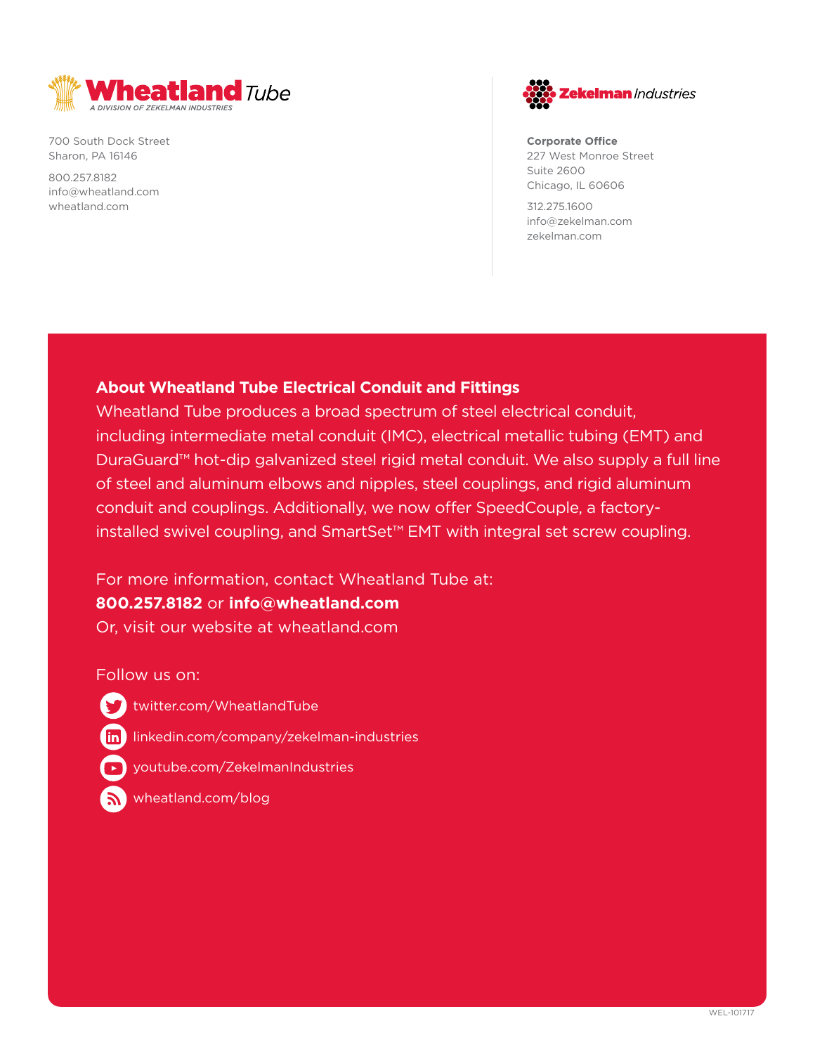Wheatland Tube
A DIVISION OF ZEKELMAN INDUSTRIES

700 South Dock Street
Sharon, PA 16146

800.257.8182
info@wheatland.com
wheatland.com

Zekelman Industries

**Corporate Office**
227 West Monroe Street
Suite 2600
Chicago, IL 60606

312.275.1600
info@zekelman.com
zekelman.com

**About Wheatland Tube Electrical Conduit and Fittings**

Wheatland Tube produces a broad spectrum of steel electrical conduit, including intermediate metal conduit (IMC), electrical metallic tubing (EMT) and DuraGuard™ hot-dip galvanized steel rigid metal conduit. We also supply a full line of steel and aluminum elbows and nipples, steel couplings, and rigid aluminum conduit and couplings. Additionally, we now offer SpeedCouple, a factory-installed swivel coupling, and SmartSet™ EMT with integral set screw coupling.

For more information, contact Wheatland Tube at:
**800.257.8182** or **info@wheatland.com**
Or, visit our website at wheatland.com

Follow us on:

- twitter.com/WheatlandTube
- linkedin.com/company/zekelman-industries
- youtube.com/ZekelmanIndustries
- wheatland.com/blog

WEL-101717